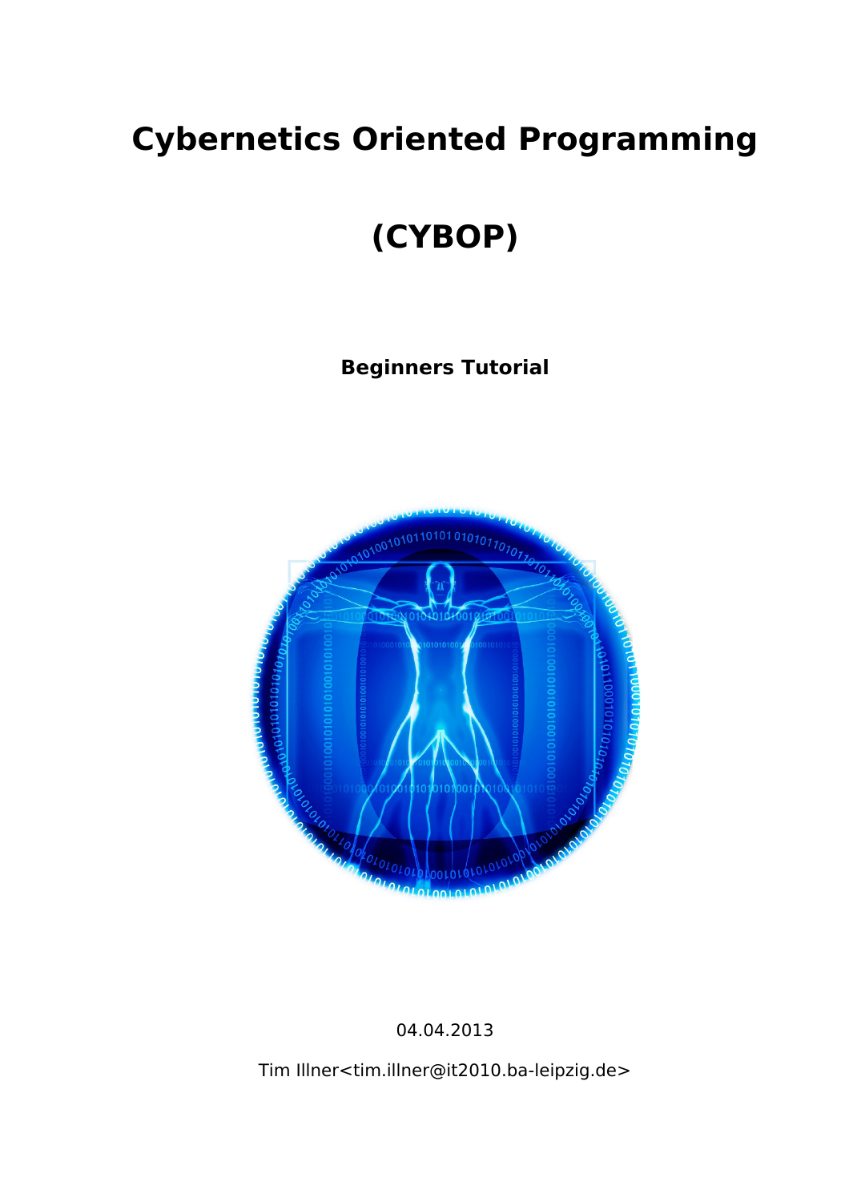# Cybernetics Oriented Programming

# (CYBOP)

**Beginners Tutorial**

04.04.2013

Tim Illner<tim.illner@it2010.ba-leipzig.de>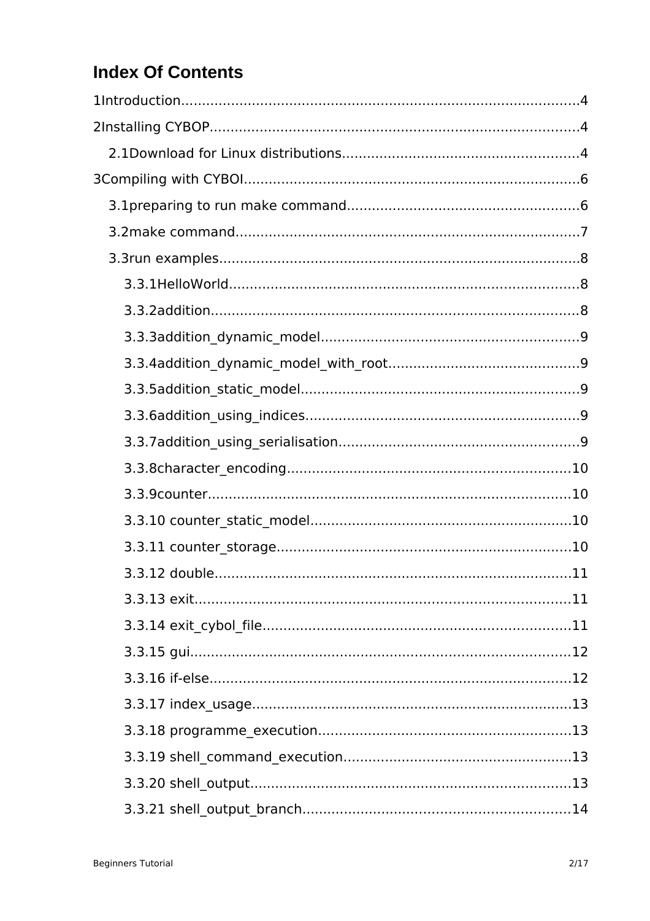# Index Of Contents

1Introduction..............................................................................................4

2Installing CYBOP........................................................................................4

2.1Download for Linux distributions.........................................................4

3Compiling with CYBOI................................................................................6

3.1preparing to run make command........................................................6

3.2make command.................................................................................7

3.3run examples.....................................................................................8

3.3.1HelloWorld..................................................................................8

3.3.2addition.......................................................................................8

3.3.3addition_dynamic_model.............................................................9

3.3.4addition_dynamic_model_with_root.............................................9

3.3.5addition_static_model..................................................................9

3.3.6addition_using_indices.................................................................9

3.3.7addition_using_serialisation.........................................................9

3.3.8character_encoding...................................................................10

3.3.9counter......................................................................................10

3.3.10 counter_static_model..............................................................10

3.3.11 counter_storage......................................................................10

3.3.12 double.....................................................................................11

3.3.13 exit..........................................................................................11

3.3.14 exit_cybol_file.........................................................................11

3.3.15 gui...........................................................................................12

3.3.16 if-else......................................................................................12

3.3.17 index_usage............................................................................13

3.3.18 programme_execution............................................................13

3.3.19 shell_command_execution......................................................13

3.3.20 shell_output............................................................................13

3.3.21 shell_output_branch...............................................................14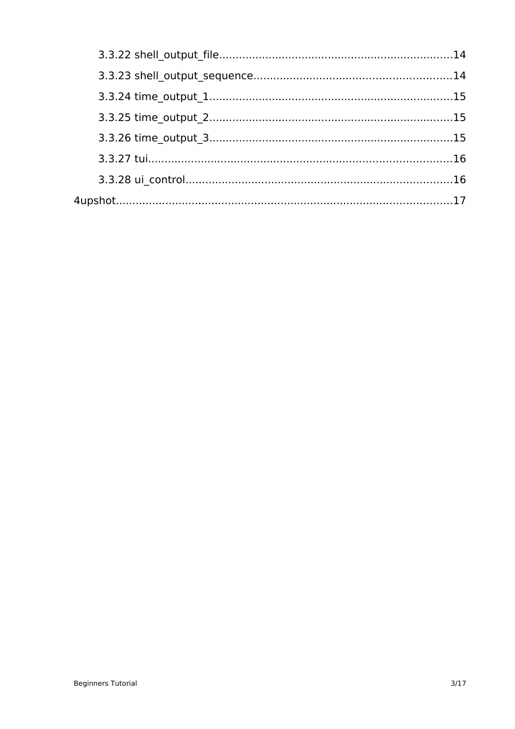3.3.22 shell_output_file.....................................................................14

3.3.23 shell_output_sequence..........................................................14

3.3.24 time_output_1.........................................................................15

3.3.25 time_output_2.........................................................................15

3.3.26 time_output_3.........................................................................15

3.3.27 tui..........................................................................................16

3.3.28 ui_control................................................................................16

4upshot......................................................................................................17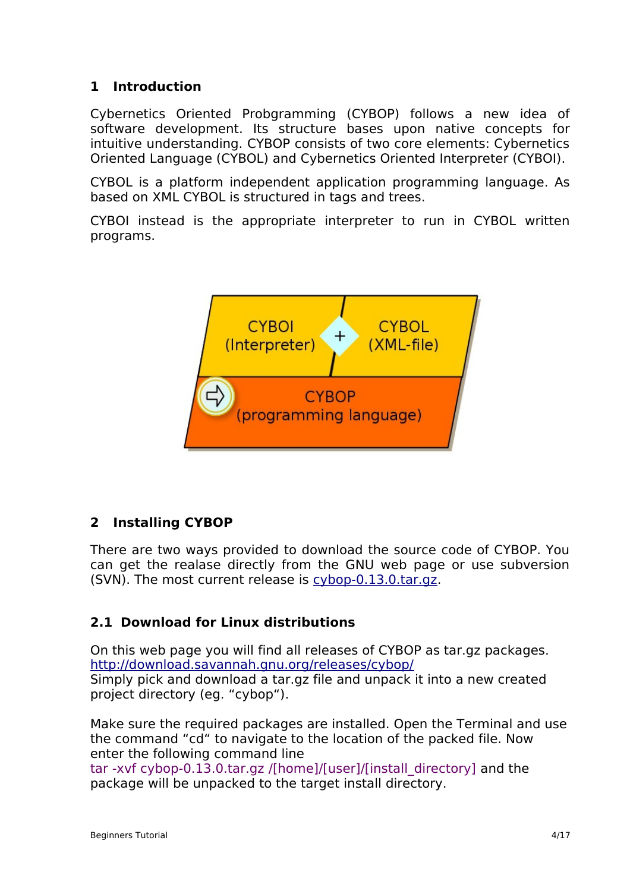# 1 Introduction

Cybernetics Oriented Probgramming (CYBOP) follows a new idea of software development. Its structure bases upon native concepts for intuitive understanding. CYBOP consists of two core elements: Cybernetics Oriented Language (CYBOL) and Cybernetics Oriented Interpreter (CYBOI).

CYBOL is a platform independent application programming language. As based on XML CYBOL is structured in tags and trees.

CYBOI instead is the appropriate interpreter to run in CYBOL written programs.

CYBOI
(Interpreter)
+
CYBOL
(XML-file)
CYBOP
(programming language)

# 2 Installing CYBOP

There are two ways provided to download the source code of CYBOP. You can get the realase directly from the GNU web page or use subversion (SVN). The most current release is cybop-0.13.0.tar.gz.

## 2.1 Download for Linux distributions

On this web page you will find all releases of CYBOP as tar.gz packages.
http://download.savannah.gnu.org/releases/cybop/
Simply pick and download a tar.gz file and unpack it into a new created project directory (eg. “cybop”).

Make sure the required packages are installed. Open the Terminal and use the command “cd“ to navigate to the location of the packed file. Now enter the following command line
tar -xvf cybop-0.13.0.tar.gz /[home]/[user]/[install_directory] and the package will be unpacked to the target install directory.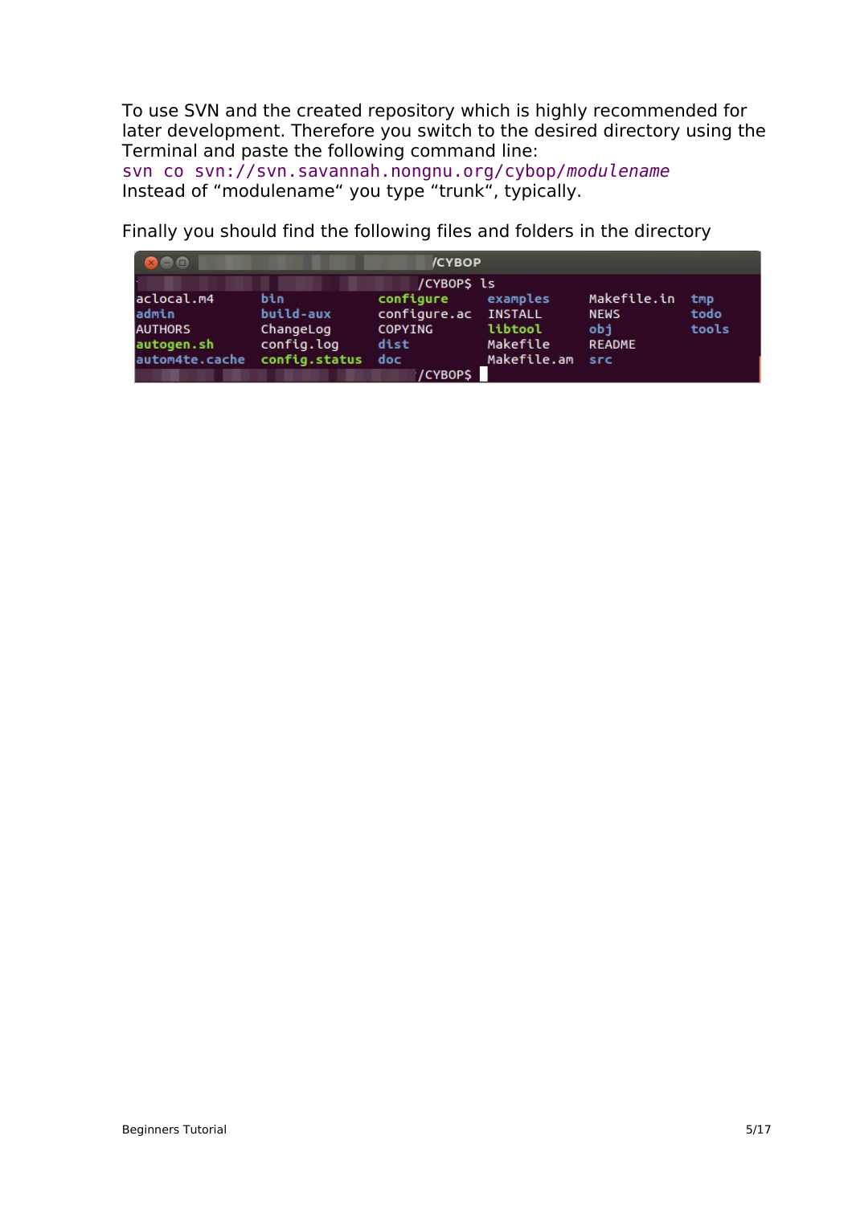To use SVN and the created repository which is highly recommended for later development. Therefore you switch to the desired directory using the Terminal and paste the following command line:

```
svn co svn://svn.savannah.nongnu.org/cybop/modulename
```

Instead of “modulename“ you type “trunk“, typically.

Finally you should find the following files and folders in the directory

```
/CYBOP
/CYBOP$ ls
aclocal.m4      bin            configure      examples     Makefile.in  tmp
admin           build-aux      configure.ac   INSTALL      NEWS         todo
AUTHORS         ChangeLog      COPYING        libtool      obj          tools
autogen.sh      config.log     dist           Makefile     README
autom4te.cache  config.status  doc            Makefile.am  src
/CYBOP$
```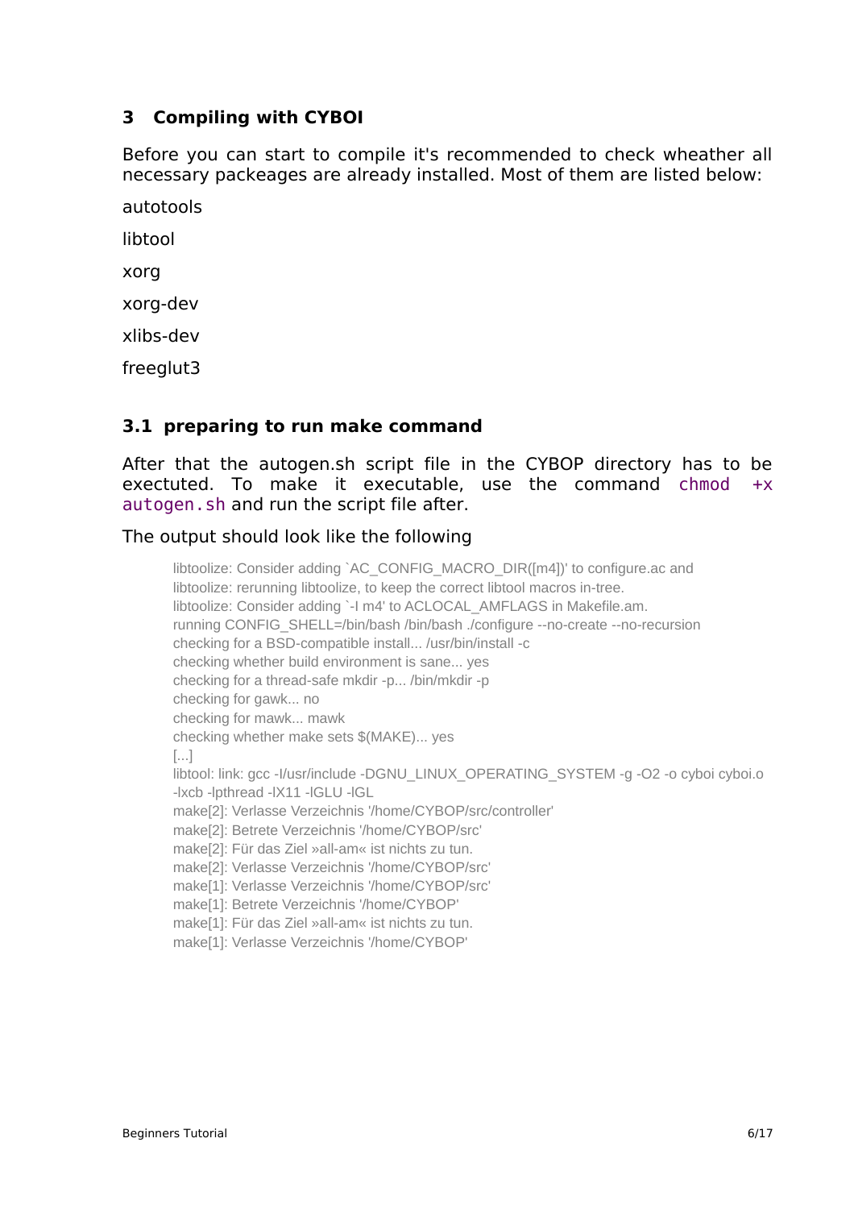## 3 Compiling with CYBOI

Before you can start to compile it's recommended to check wheather all necessary packeages are already installed. Most of them are listed below:

autotools

libtool

xorg

xorg-dev

xlibs-dev

freeglut3

### 3.1 preparing to run make command

After that the autogen.sh script file in the CYBOP directory has to be exectuted. To make it executable, use the command `chmod +x autogen.sh` and run the script file after.

The output should look like the following

```
libtoolize: Consider adding `AC_CONFIG_MACRO_DIR([m4])' to configure.ac and
libtoolize: rerunning libtoolize, to keep the correct libtool macros in-tree.
libtoolize: Consider adding `-I m4' to ACLOCAL_AMFLAGS in Makefile.am.
running CONFIG_SHELL=/bin/bash /bin/bash ./configure --no-create --no-recursion
checking for a BSD-compatible install... /usr/bin/install -c
checking whether build environment is sane... yes
checking for a thread-safe mkdir -p... /bin/mkdir -p
checking for gawk... no
checking for mawk... mawk
checking whether make sets $(MAKE)... yes
[...]
libtool: link: gcc -I/usr/include -DGNU_LINUX_OPERATING_SYSTEM -g -O2 -o cyboi cyboi.o
-lxcb -lpthread -lX11 -lGLU -lGL
make[2]: Verlasse Verzeichnis '/home/CYBOP/src/controller'
make[2]: Betrete Verzeichnis '/home/CYBOP/src'
make[2]: Für das Ziel »all-am« ist nichts zu tun.
make[2]: Verlasse Verzeichnis '/home/CYBOP/src'
make[1]: Verlasse Verzeichnis '/home/CYBOP/src'
make[1]: Betrete Verzeichnis '/home/CYBOP'
make[1]: Für das Ziel »all-am« ist nichts zu tun.
make[1]: Verlasse Verzeichnis '/home/CYBOP'
```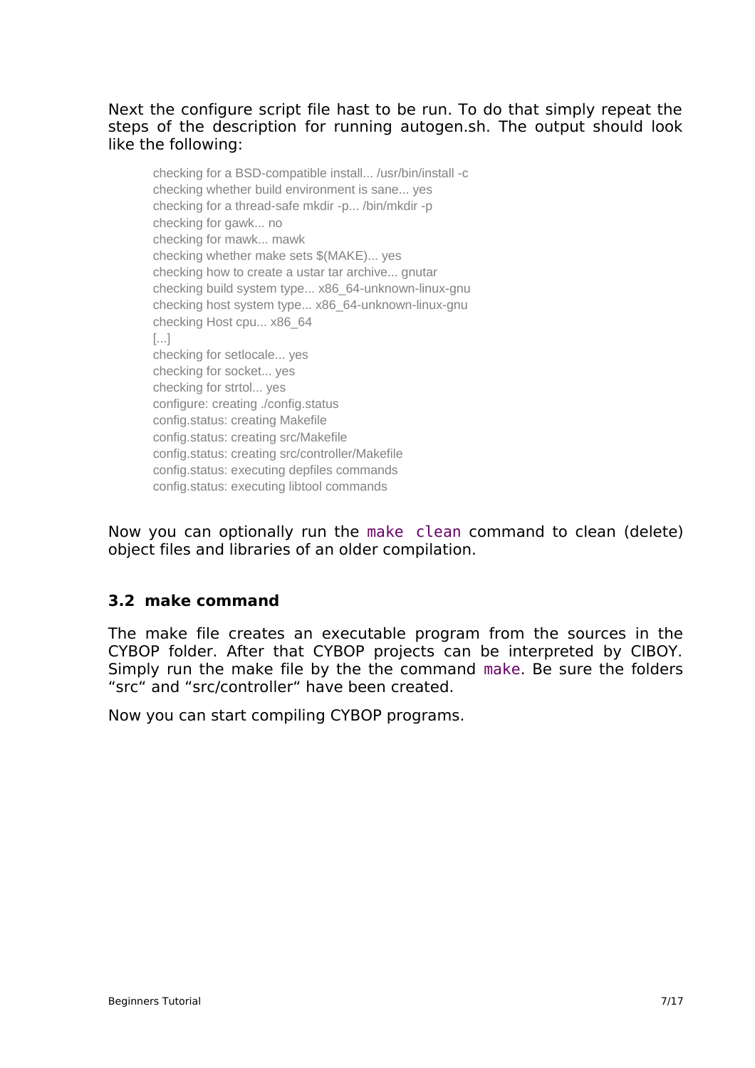Next the configure script file hast to be run. To do that simply repeat the steps of the description for running autogen.sh. The output should look like the following:

```
checking for a BSD-compatible install... /usr/bin/install -c
checking whether build environment is sane... yes
checking for a thread-safe mkdir -p... /bin/mkdir -p
checking for gawk... no
checking for mawk... mawk
checking whether make sets $(MAKE)... yes
checking how to create a ustar tar archive... gnutar
checking build system type... x86_64-unknown-linux-gnu
checking host system type... x86_64-unknown-linux-gnu
checking Host cpu... x86_64
[...]
checking for setlocale... yes
checking for socket... yes
checking for strtol... yes
configure: creating ./config.status
config.status: creating Makefile
config.status: creating src/Makefile
config.status: creating src/controller/Makefile
config.status: executing depfiles commands
config.status: executing libtool commands
```

Now you can optionally run the `make clean` command to clean (delete) object files and libraries of an older compilation.

### 3.2 make command

The make file creates an executable program from the sources in the CYBOP folder. After that CYBOP projects can be interpreted by CIBOY. Simply run the make file by the the command `make`. Be sure the folders "src" and "src/controller" have been created.

Now you can start compiling CYBOP programs.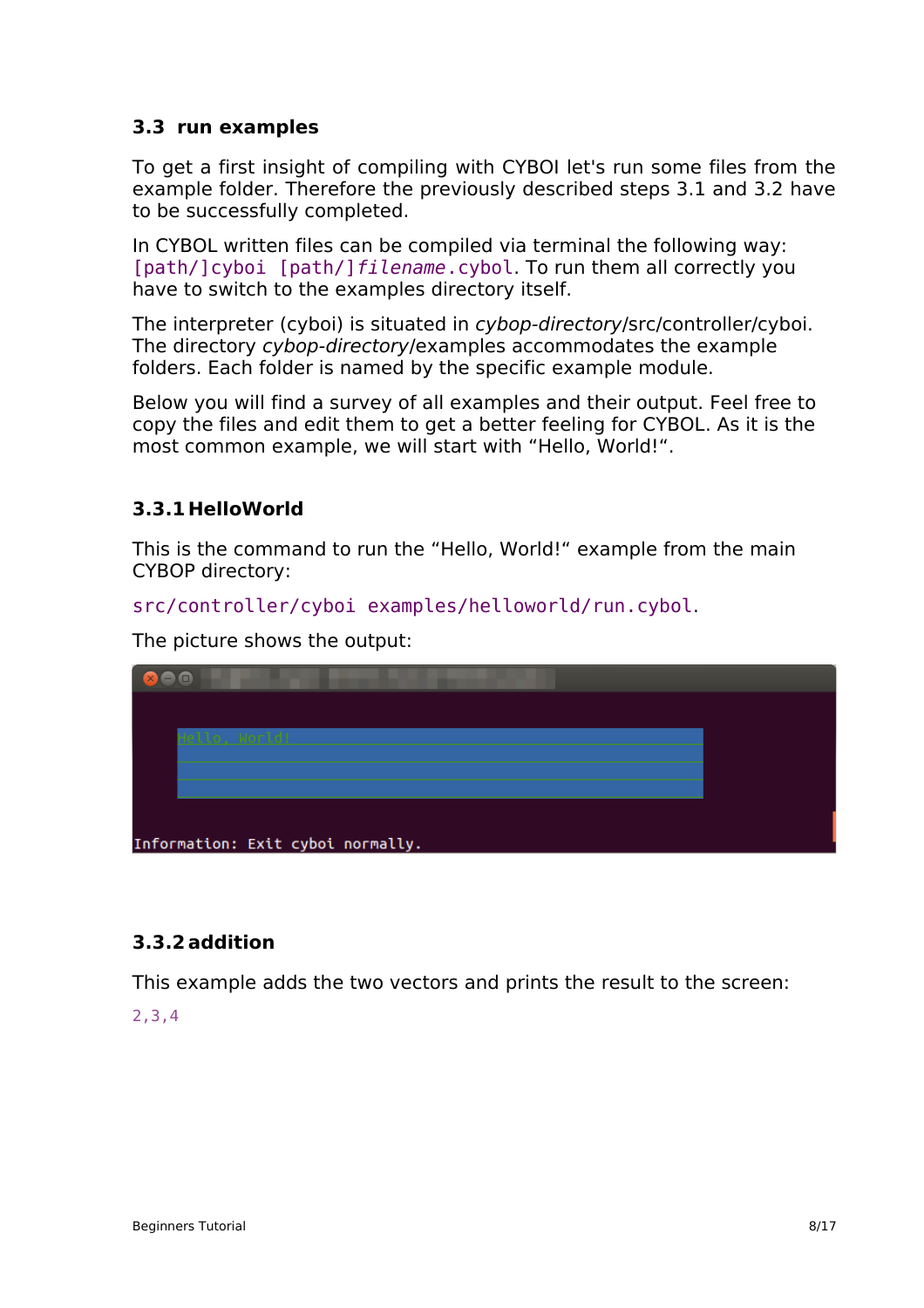### 3.3 run examples

To get a first insight of compiling with CYBOI let's run some files from the example folder. Therefore the previously described steps 3.1 and 3.2 have to be successfully completed.

In CYBOL written files can be compiled via terminal the following way: `[path/]cyboi [path/]filename.cybol`. To run them all correctly you have to switch to the examples directory itself.

The interpreter (cyboi) is situated in *cybop-directory*/src/controller/cyboi. The directory *cybop-directory*/examples accommodates the example folders. Each folder is named by the specific example module.

Below you will find a survey of all examples and their output. Feel free to copy the files and edit them to get a better feeling for CYBOL. As it is the most common example, we will start with “Hello, World!“.

#### 3.3.1 HelloWorld

This is the command to run the “Hello, World!“ example from the main CYBOP directory:

`src/controller/cyboi examples/helloworld/run.cybol`.

The picture shows the output:

```
Hello, World!

Information: Exit cyboi normally.
```

#### 3.3.2 addition

This example adds the two vectors and prints the result to the screen:

```
2,3,4
```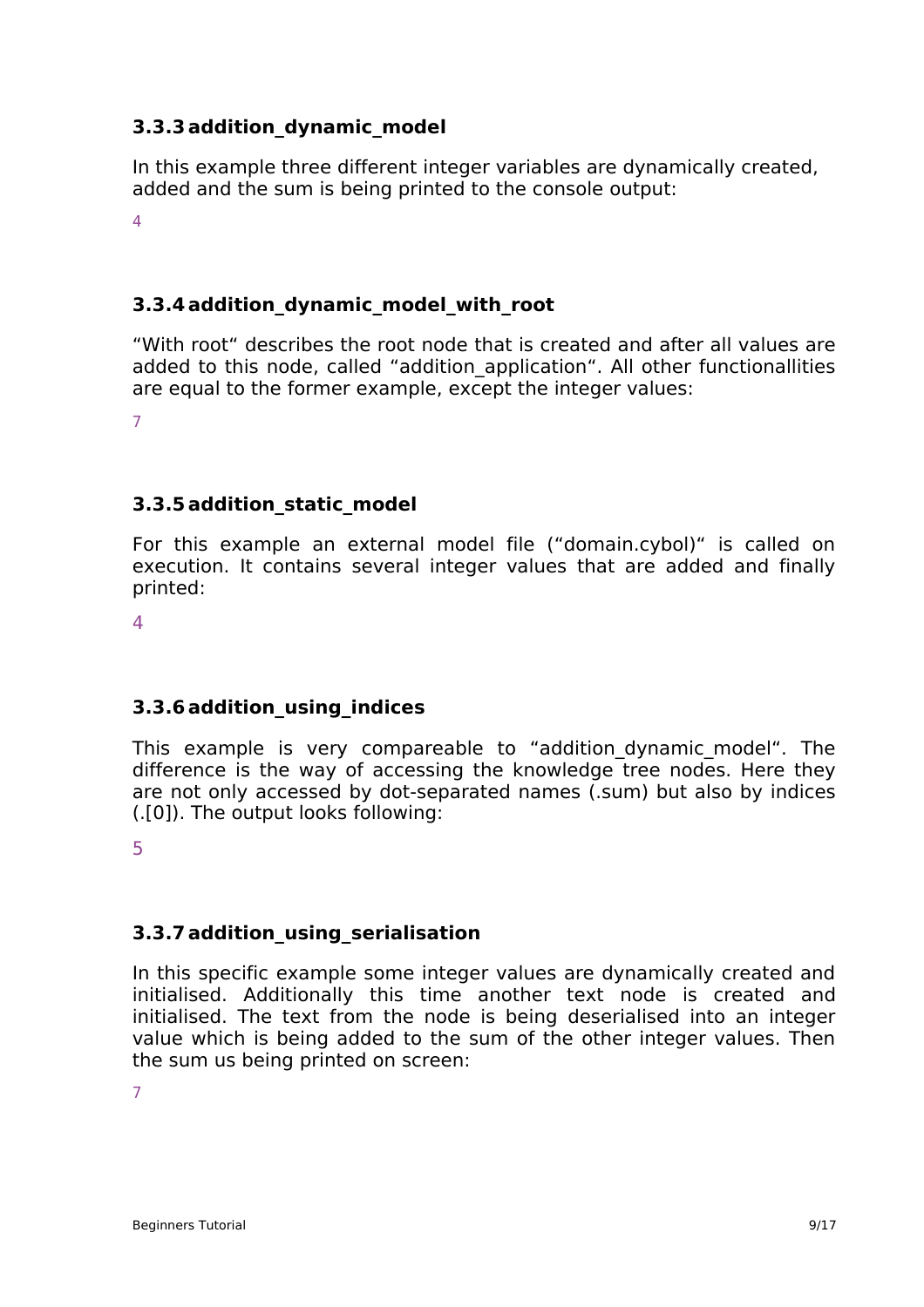### 3.3.3 addition_dynamic_model

In this example three different integer variables are dynamically created, added and the sum is being printed to the console output:

```
4
```

### 3.3.4 addition_dynamic_model_with_root

“With root“ describes the root node that is created and after all values are added to this node, called “addition_application“. All other functionallities are equal to the former example, except the integer values:

```
7
```

### 3.3.5 addition_static_model

For this example an external model file (“domain.cybol)“ is called on execution. It contains several integer values that are added and finally printed:

```
4
```

### 3.3.6 addition_using_indices

This example is very compareable to “addition_dynamic_model“. The difference is the way of accessing the knowledge tree nodes. Here they are not only accessed by dot-separated names (.sum) but also by indices (.[0]). The output looks following:

```
5
```

### 3.3.7 addition_using_serialisation

In this specific example some integer values are dynamically created and initialised. Additionally this time another text node is created and initialised. The text from the node is being deserialised into an integer value which is being added to the sum of the other integer values. Then the sum us being printed on screen:

```
7
```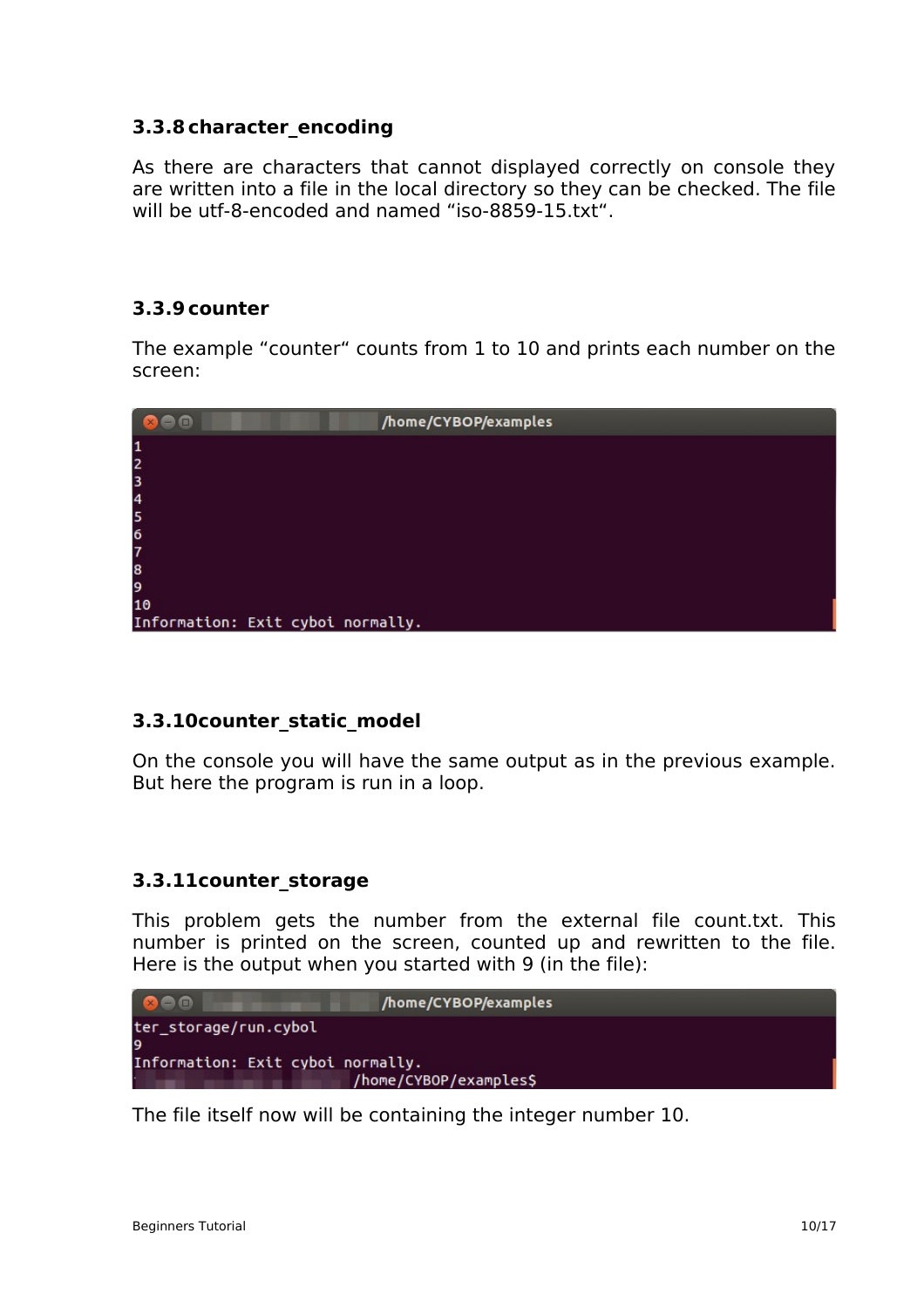### 3.3.8 character_encoding

As there are characters that cannot displayed correctly on console they are written into a file in the local directory so they can be checked. The file will be utf-8-encoded and named “iso-8859-15.txt“.

### 3.3.9 counter

The example “counter“ counts from 1 to 10 and prints each number on the screen:

```
/home/CYBOP/examples
1
2
3
4
5
6
7
8
9
10
Information: Exit cyboi normally.
```

### 3.3.10 counter_static_model

On the console you will have the same output as in the previous example. But here the program is run in a loop.

### 3.3.11 counter_storage

This problem gets the number from the external file count.txt. This number is printed on the screen, counted up and rewritten to the file. Here is the output when you started with 9 (in the file):

```
/home/CYBOP/examples
ter_storage/run.cybol
9
Information: Exit cyboi normally.
/home/CYBOP/examples$
```

The file itself now will be containing the integer number 10.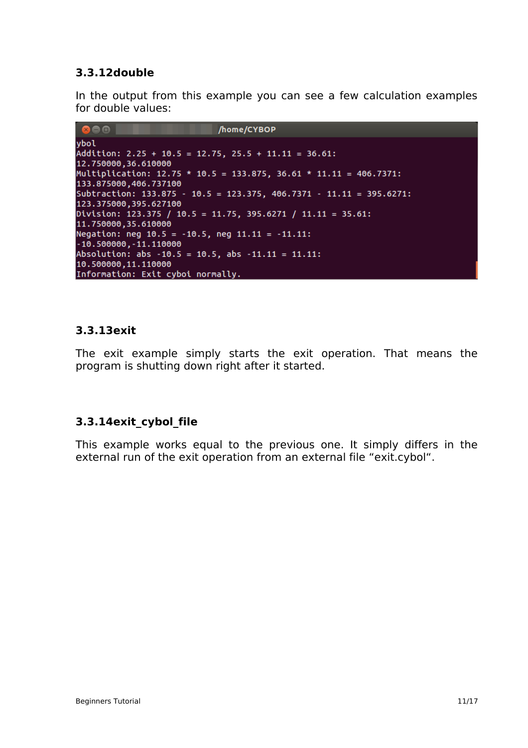### 3.3.12double

In the output from this example you can see a few calculation examples for double values:

```
/home/CYBOP
ybol
Addition: 2.25 + 10.5 = 12.75, 25.5 + 11.11 = 36.61:
12.750000,36.610000
Multiplication: 12.75 * 10.5 = 133.875, 36.61 * 11.11 = 406.7371:
133.875000,406.737100
Subtraction: 133.875 - 10.5 = 123.375, 406.7371 - 11.11 = 395.6271:
123.375000,395.627100
Division: 123.375 / 10.5 = 11.75, 395.6271 / 11.11 = 35.61:
11.750000,35.610000
Negation: neg 10.5 = -10.5, neg 11.11 = -11.11:
-10.500000,-11.110000
Absolution: abs -10.5 = 10.5, abs -11.11 = 11.11:
10.500000,11.110000
Information: Exit cyboi normally.
```

### 3.3.13exit

The exit example simply starts the exit operation. That means the program is shutting down right after it started.

### 3.3.14exit_cybol_file

This example works equal to the previous one. It simply differs in the external run of the exit operation from an external file “exit.cybol“.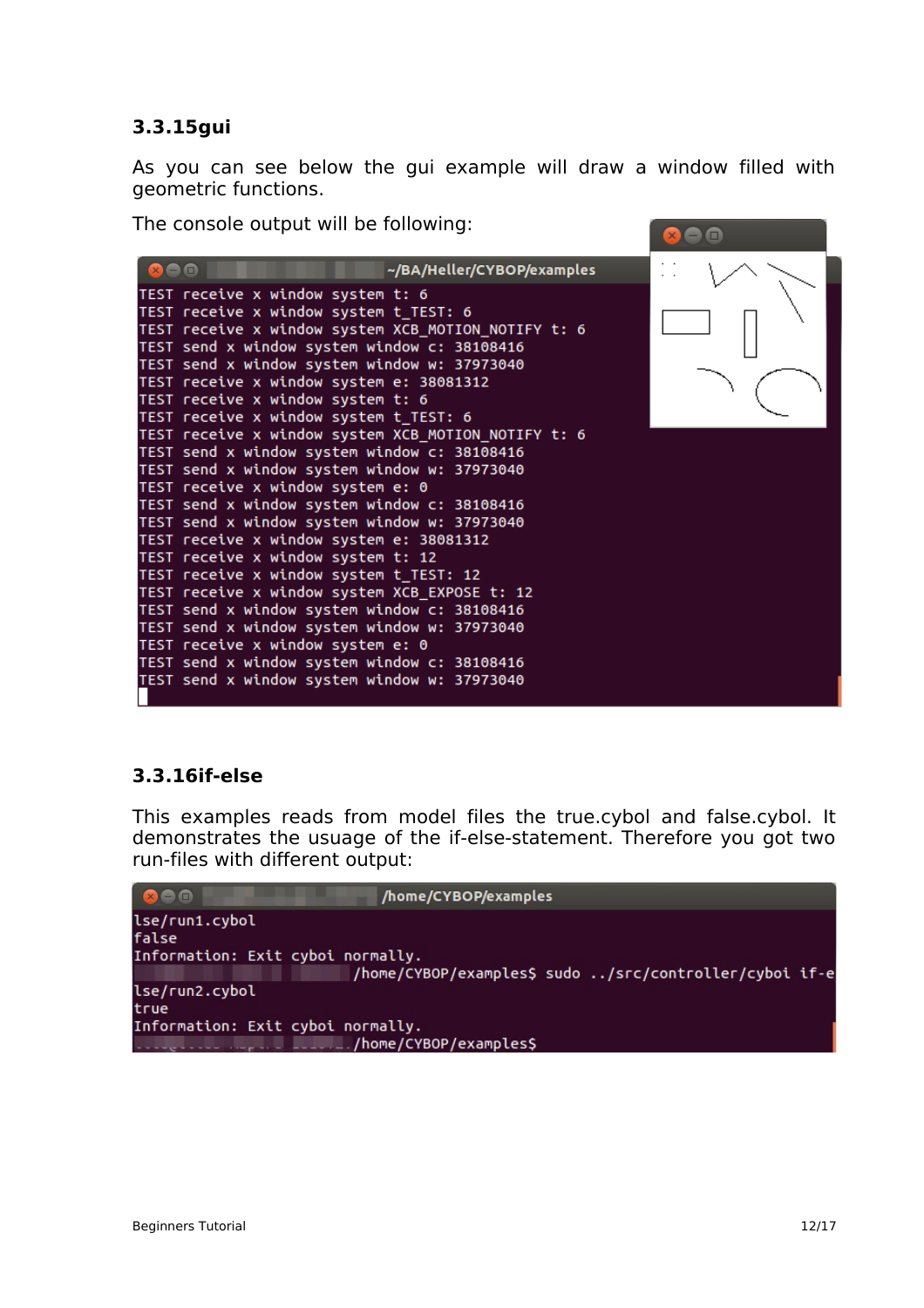### 3.3.15gui

As you can see below the gui example will draw a window filled with geometric functions.

The console output will be following:

```
TEST receive x window system t: 6
TEST receive x window system t_TEST: 6
TEST receive x window system XCB_MOTION_NOTIFY t: 6
TEST send x window system window c: 38108416
TEST send x window system window w: 37973040
TEST receive x window system e: 38081312
TEST receive x window system t: 6
TEST receive x window system t_TEST: 6
TEST receive x window system XCB_MOTION_NOTIFY t: 6
TEST send x window system window c: 38108416
TEST send x window system window w: 37973040
TEST receive x window system e: 0
TEST send x window system window c: 38108416
TEST send x window system window w: 37973040
TEST receive x window system e: 38081312
TEST receive x window system t: 12
TEST receive x window system t_TEST: 12
TEST receive x window system XCB_EXPOSE t: 12
TEST send x window system window c: 38108416
TEST send x window system window w: 37973040
TEST receive x window system e: 0
TEST send x window system window c: 38108416
TEST send x window system window w: 37973040
```

### 3.3.16if-else

This examples reads from model files the true.cybol and false.cybol. It demonstrates the usuage of the if-else-statement. Therefore you got two run-files with different output:

```
lse/run1.cybol
false
Information: Exit cyboi normally.
/home/CYBOP/examples$ sudo ../src/controller/cyboi if-e
lse/run2.cybol
true
Information: Exit cyboi normally.
/home/CYBOP/examples$
```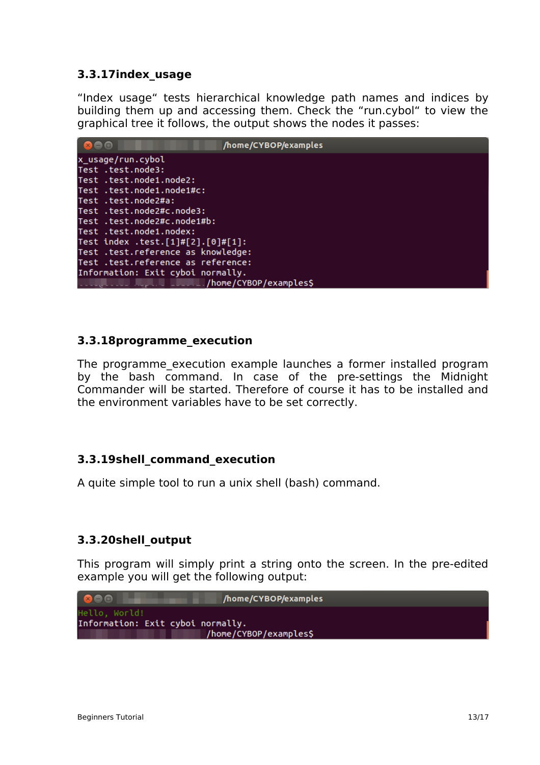### 3.3.17 index_usage

"Index usage" tests hierarchical knowledge path names and indices by building them up and accessing them. Check the "run.cybol" to view the graphical tree it follows, the output shows the nodes it passes:

```
/home/CYBOP/examples
x_usage/run.cybol
Test .test.node3:
Test .test.node1.node2:
Test .test.node1.node1#c:
Test .test.node2#a:
Test .test.node2#c.node3:
Test .test.node2#c.node1#b:
Test .test.node1.nodex:
Test index .test.[1]#[2].[0]#[1]:
Test .test.reference as knowledge:
Test .test.reference as reference:
Information: Exit cyboi normally.
/home/CYBOP/examples$
```

### 3.3.18 programme_execution

The programme_execution example launches a former installed program by the bash command. In case of the pre-settings the Midnight Commander will be started. Therefore of course it has to be installed and the environment variables have to be set correctly.

### 3.3.19 shell_command_execution

A quite simple tool to run a unix shell (bash) command.

### 3.3.20 shell_output

This program will simply print a string onto the screen. In the pre-edited example you will get the following output:

```
/home/CYBOP/examples
Hello, World!
Information: Exit cyboi normally.
/home/CYBOP/examples$
```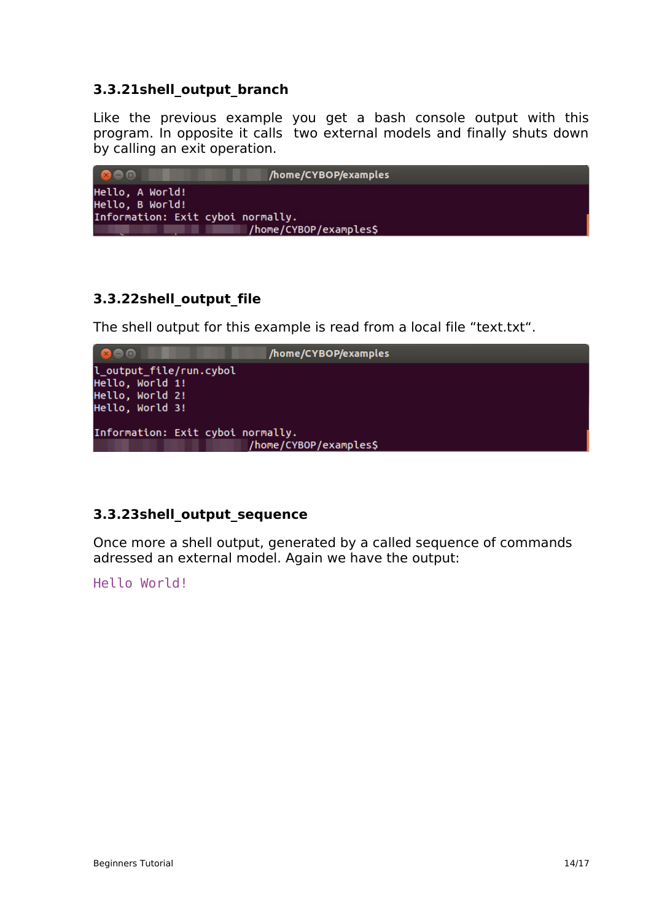### 3.3.21shell_output_branch

Like the previous example you get a bash console output with this program. In opposite it calls two external models and finally shuts down by calling an exit operation.

```
/home/CYBOP/examples
Hello, A World!
Hello, B World!
Information: Exit cyboi normally.
/home/CYBOP/examples$
```

### 3.3.22shell_output_file

The shell output for this example is read from a local file “text.txt“.

```
/home/CYBOP/examples
l_output_file/run.cybol
Hello, World 1!
Hello, World 2!
Hello, World 3!

Information: Exit cyboi normally.
/home/CYBOP/examples$
```

### 3.3.23shell_output_sequence

Once more a shell output, generated by a called sequence of commands adressed an external model. Again we have the output:

```
Hello World!
```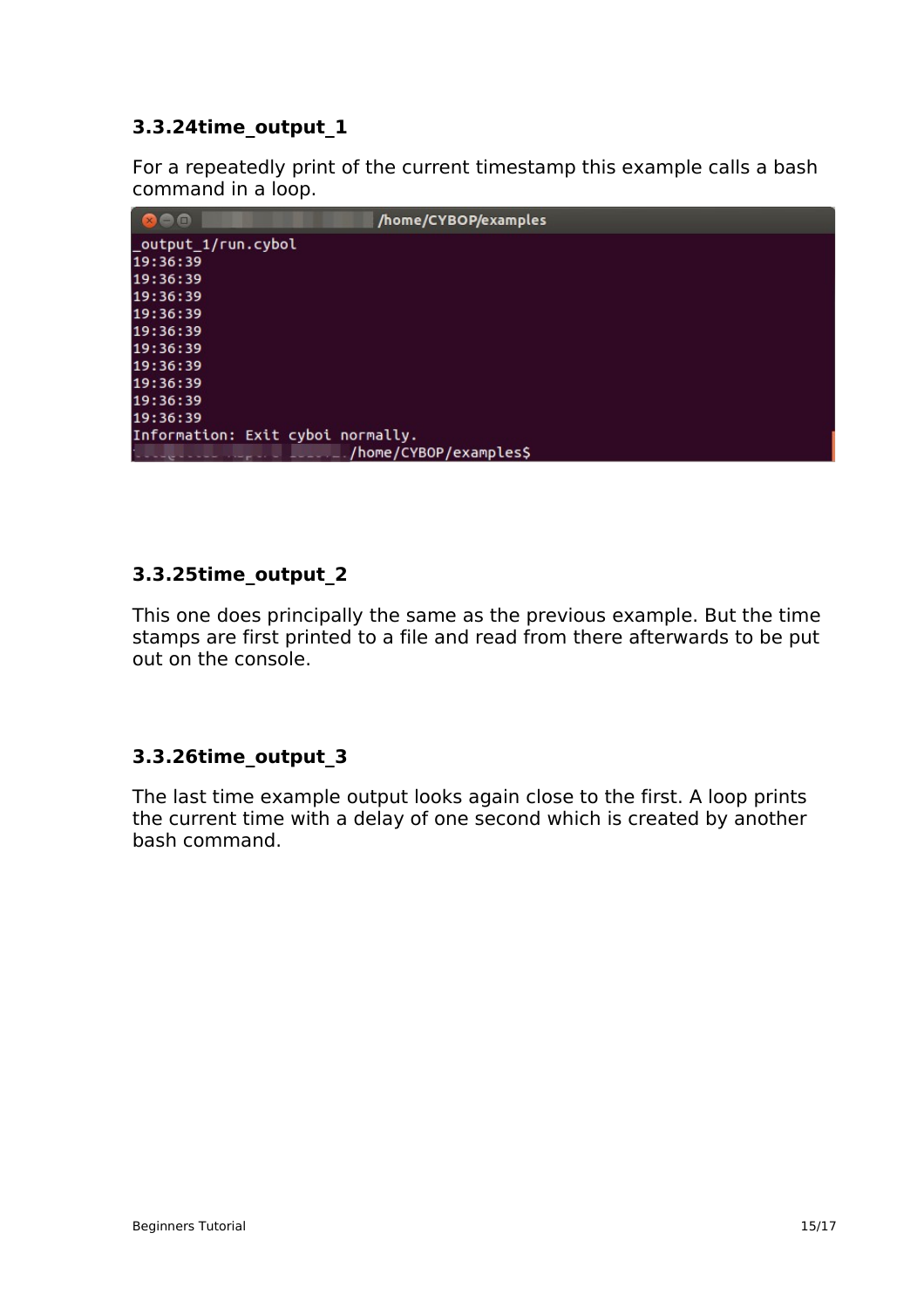### 3.3.24 time_output_1

For a repeatedly print of the current timestamp this example calls a bash command in a loop.

```
_output_1/run.cybol
19:36:39
19:36:39
19:36:39
19:36:39
19:36:39
19:36:39
19:36:39
19:36:39
19:36:39
19:36:39
Information: Exit cyboi normally.
/home/CYBOP/examples$
```

### 3.3.25 time_output_2

This one does principally the same as the previous example. But the time stamps are first printed to a file and read from there afterwards to be put out on the console.

### 3.3.26 time_output_3

The last time example output looks again close to the first. A loop prints the current time with a delay of one second which is created by another bash command.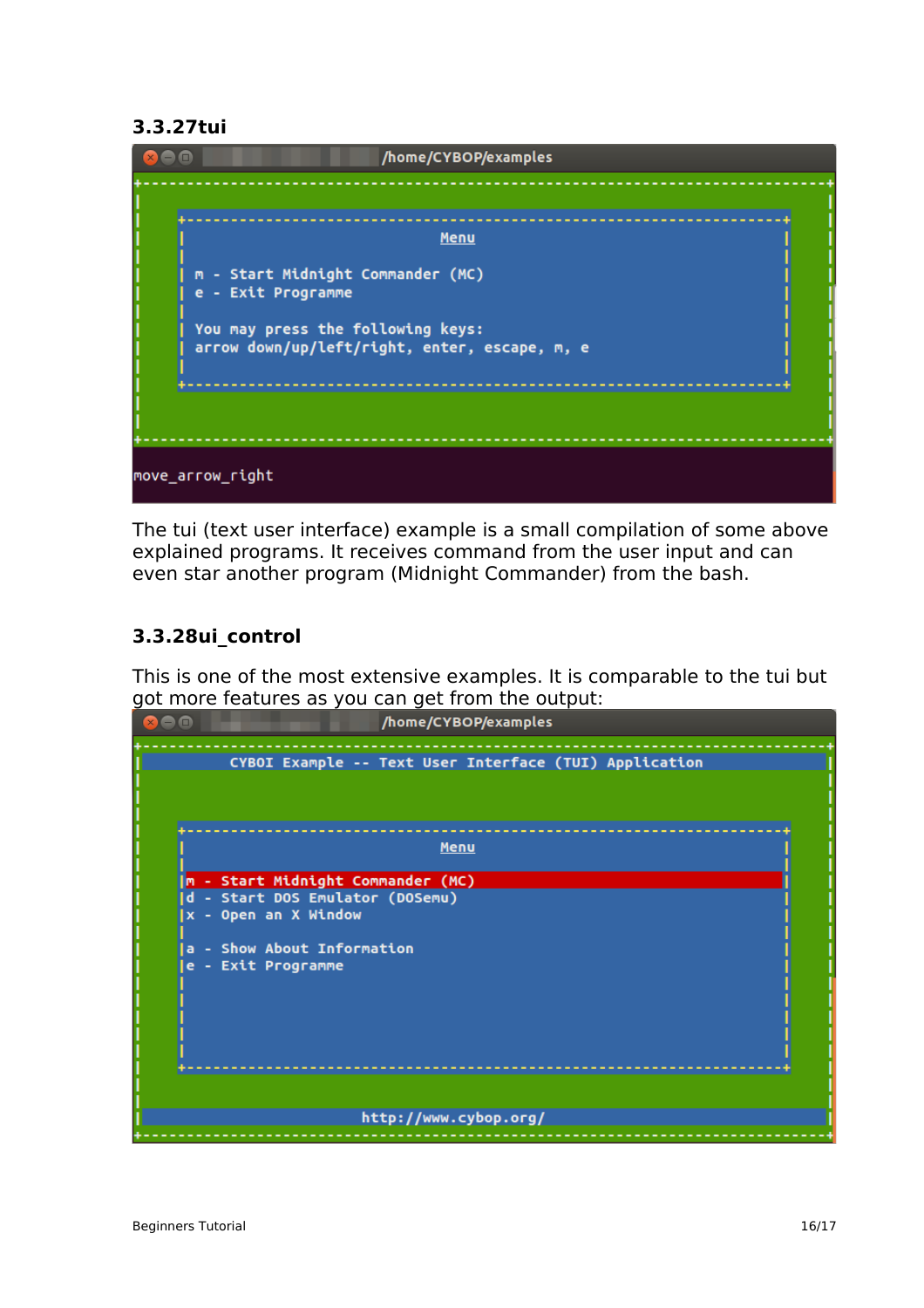### 3.3.27tui

The tui (text user interface) example is a small compilation of some above explained programs. It receives command from the user input and can even star another program (Midnight Commander) from the bash.

### 3.3.28ui_control

This is one of the most extensive examples. It is comparable to the tui but got more features as you can get from the output: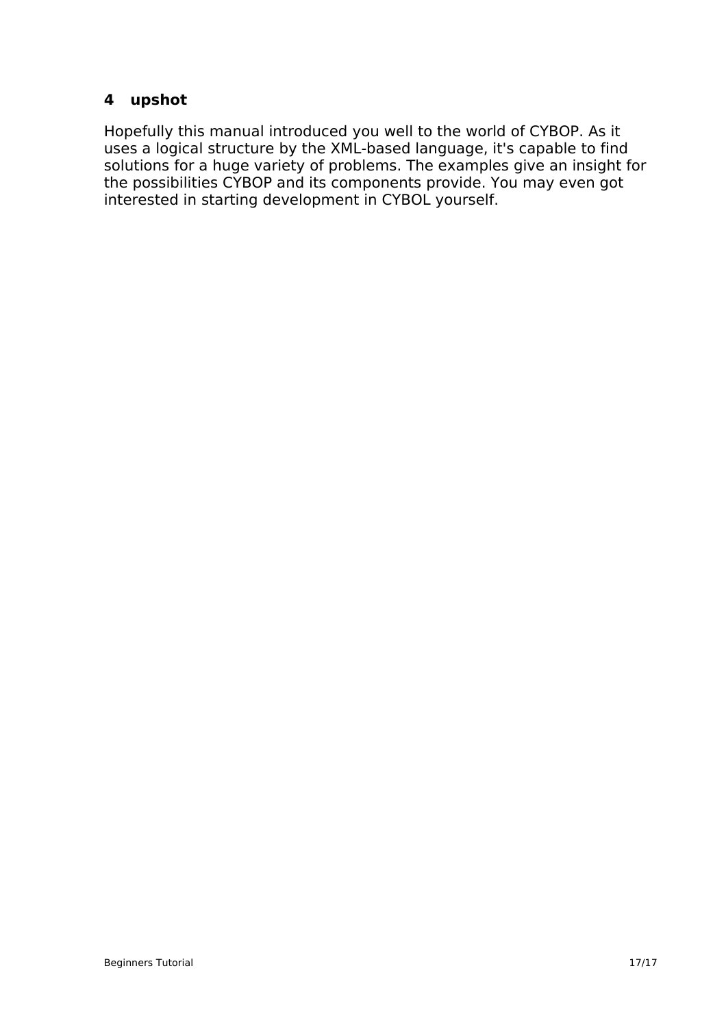# 4 upshot

Hopefully this manual introduced you well to the world of CYBOP. As it uses a logical structure by the XML-based language, it's capable to find solutions for a huge variety of problems. The examples give an insight for the possibilities CYBOP and its components provide. You may even got interested in starting development in CYBOL yourself.